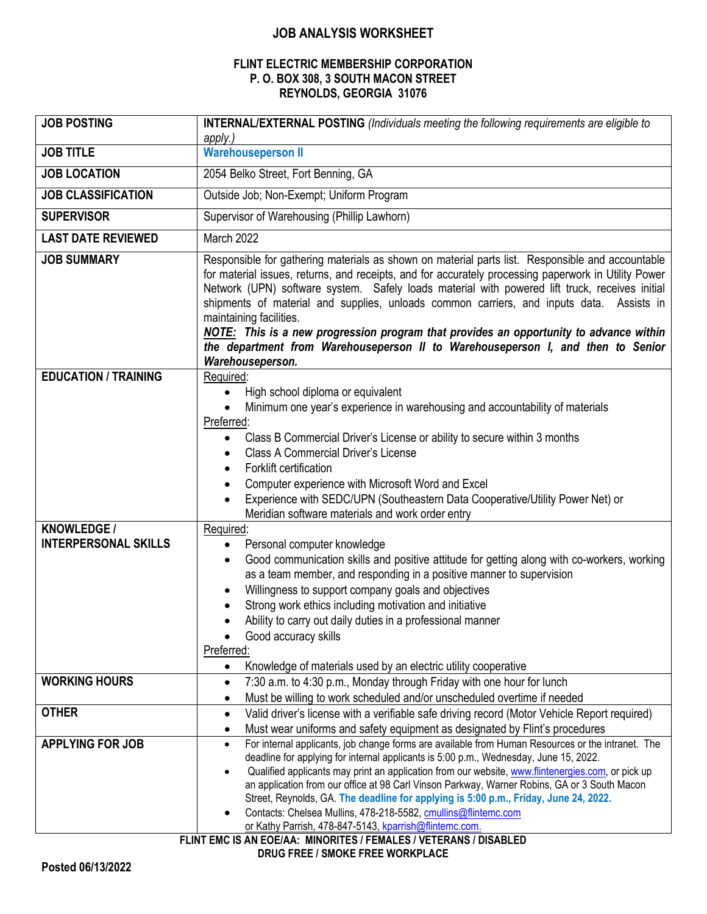# JOB ANALYSIS WORKSHEET

## FLINT ELECTRIC MEMBERSHIP CORPORATION
## P. O. BOX 308, 3 SOUTH MACON STREET
## REYNOLDS, GEORGIA 31076

| | |
|---|---|
| **JOB POSTING** | **INTERNAL/EXTERNAL POSTING** *(Individuals meeting the following requirements are eligible to apply.)* |
| **JOB TITLE** | **Warehouseperson II** |
| **JOB LOCATION** | 2054 Belko Street, Fort Benning, GA |
| **JOB CLASSIFICATION** | Outside Job; Non-Exempt; Uniform Program |
| **SUPERVISOR** | Supervisor of Warehousing (Phillip Lawhorn) |
| **LAST DATE REVIEWED** | March 2022 |
| **JOB SUMMARY** | Responsible for gathering materials as shown on material parts list. Responsible and accountable for material issues, returns, and receipts, and for accurately processing paperwork in Utility Power Network (UPN) software system. Safely loads material with powered lift truck, receives initial shipments of material and supplies, unloads common carriers, and inputs data. Assists in maintaining facilities.<br>***NOTE:* This is a new progression program that provides an opportunity to advance within the department from Warehouseperson II to Warehouseperson I, and then to Senior Warehouseperson.** |
| **EDUCATION / TRAINING** | Required:<br>• High school diploma or equivalent<br>• Minimum one year's experience in warehousing and accountability of materials<br>Preferred:<br>• Class B Commercial Driver's License or ability to secure within 3 months<br>• Class A Commercial Driver's License<br>• Forklift certification<br>• Computer experience with Microsoft Word and Excel<br>• Experience with SEDC/UPN (Southeastern Data Cooperative/Utility Power Net) or Meridian software materials and work order entry |
| **KNOWLEDGE / INTERPERSONAL SKILLS** | Required:<br>• Personal computer knowledge<br>• Good communication skills and positive attitude for getting along with co-workers, working as a team member, and responding in a positive manner to supervision<br>• Willingness to support company goals and objectives<br>• Strong work ethics including motivation and initiative<br>• Ability to carry out daily duties in a professional manner<br>• Good accuracy skills<br>Preferred:<br>• Knowledge of materials used by an electric utility cooperative |
| **WORKING HOURS** | • 7:30 a.m. to 4:30 p.m., Monday through Friday with one hour for lunch<br>• Must be willing to work scheduled and/or unscheduled overtime if needed |
| **OTHER** | • Valid driver's license with a verifiable safe driving record (Motor Vehicle Report required)<br>• Must wear uniforms and safety equipment as designated by Flint's procedures |
| **APPLYING FOR JOB** | • For internal applicants, job change forms are available from Human Resources or the intranet. The deadline for applying for internal applicants is 5:00 p.m., Wednesday, June 15, 2022.<br>• Qualified applicants may print an application from our website, www.flintenergies.com, or pick up an application from our office at 98 Carl Vinson Parkway, Warner Robins, GA or 3 South Macon Street, Reynolds, GA. **The deadline for applying is 5:00 p.m., Friday, June 24, 2022.**<br>• Contacts: Chelsea Mullins, 478-218-5582, cmullins@flintemc.com or Kathy Parrish, 478-847-5143, kparrish@flintemc.com. |

**FLINT EMC IS AN EOE/AA: MINORITES / FEMALES / VETERANS / DISABLED**
**DRUG FREE / SMOKE FREE WORKPLACE**

**Posted 06/13/2022**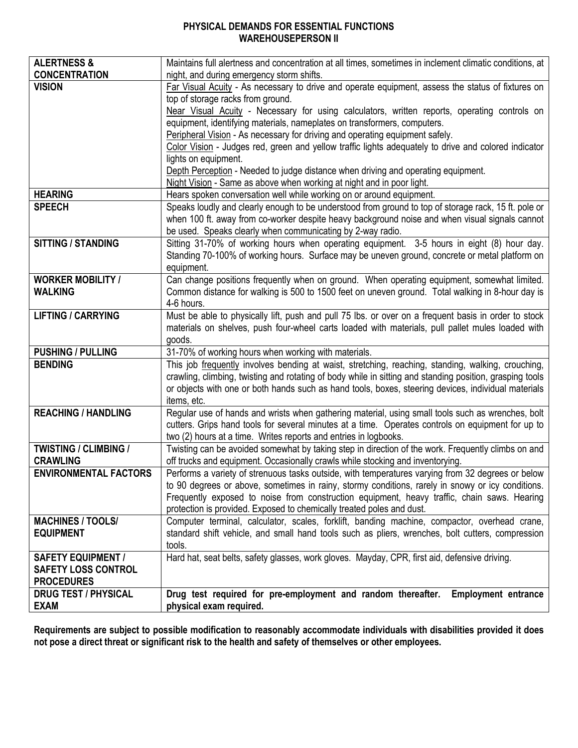# PHYSICAL DEMANDS FOR ESSENTIAL FUNCTIONS
## WAREHOUSEPERSON II

| | |
|---|---|
| **ALERTNESS & CONCENTRATION** | Maintains full alertness and concentration at all times, sometimes in inclement climatic conditions, at night, and during emergency storm shifts. |
| **VISION** | Far Visual Acuity - As necessary to drive and operate equipment, assess the status of fixtures on top of storage racks from ground.<br>Near Visual Acuity - Necessary for using calculators, written reports, operating controls on equipment, identifying materials, nameplates on transformers, computers.<br>Peripheral Vision - As necessary for driving and operating equipment safely.<br>Color Vision - Judges red, green and yellow traffic lights adequately to drive and colored indicator lights on equipment.<br>Depth Perception - Needed to judge distance when driving and operating equipment.<br>Night Vision - Same as above when working at night and in poor light. |
| **HEARING** | Hears spoken conversation well while working on or around equipment. |
| **SPEECH** | Speaks loudly and clearly enough to be understood from ground to top of storage rack, 15 ft. pole or when 100 ft. away from co-worker despite heavy background noise and when visual signals cannot be used. Speaks clearly when communicating by 2-way radio. |
| **SITTING / STANDING** | Sitting 31-70% of working hours when operating equipment. 3-5 hours in eight (8) hour day. Standing 70-100% of working hours. Surface may be uneven ground, concrete or metal platform on equipment. |
| **WORKER MOBILITY / WALKING** | Can change positions frequently when on ground. When operating equipment, somewhat limited. Common distance for walking is 500 to 1500 feet on uneven ground. Total walking in 8-hour day is 4-6 hours. |
| **LIFTING / CARRYING** | Must be able to physically lift, push and pull 75 lbs. or over on a frequent basis in order to stock materials on shelves, push four-wheel carts loaded with materials, pull pallet mules loaded with goods. |
| **PUSHING / PULLING** | 31-70% of working hours when working with materials. |
| **BENDING** | This job frequently involves bending at waist, stretching, reaching, standing, walking, crouching, crawling, climbing, twisting and rotating of body while in sitting and standing position, grasping tools or objects with one or both hands such as hand tools, boxes, steering devices, individual materials items, etc. |
| **REACHING / HANDLING** | Regular use of hands and wrists when gathering material, using small tools such as wrenches, bolt cutters. Grips hand tools for several minutes at a time. Operates controls on equipment for up to two (2) hours at a time. Writes reports and entries in logbooks. |
| **TWISTING / CLIMBING / CRAWLING** | Twisting can be avoided somewhat by taking step in direction of the work. Frequently climbs on and off trucks and equipment. Occasionally crawls while stocking and inventorying. |
| **ENVIRONMENTAL FACTORS** | Performs a variety of strenuous tasks outside, with temperatures varying from 32 degrees or below to 90 degrees or above, sometimes in rainy, stormy conditions, rarely in snowy or icy conditions. Frequently exposed to noise from construction equipment, heavy traffic, chain saws. Hearing protection is provided. Exposed to chemically treated poles and dust. |
| **MACHINES / TOOLS/ EQUIPMENT** | Computer terminal, calculator, scales, forklift, banding machine, compactor, overhead crane, standard shift vehicle, and small hand tools such as pliers, wrenches, bolt cutters, compression tools. |
| **SAFETY EQUIPMENT / SAFETY LOSS CONTROL PROCEDURES** | Hard hat, seat belts, safety glasses, work gloves. Mayday, CPR, first aid, defensive driving. |
| **DRUG TEST / PHYSICAL EXAM** | **Drug test required for pre-employment and random thereafter. Employment entrance physical exam required.** |

**Requirements are subject to possible modification to reasonably accommodate individuals with disabilities provided it does not pose a direct threat or significant risk to the health and safety of themselves or other employees.**